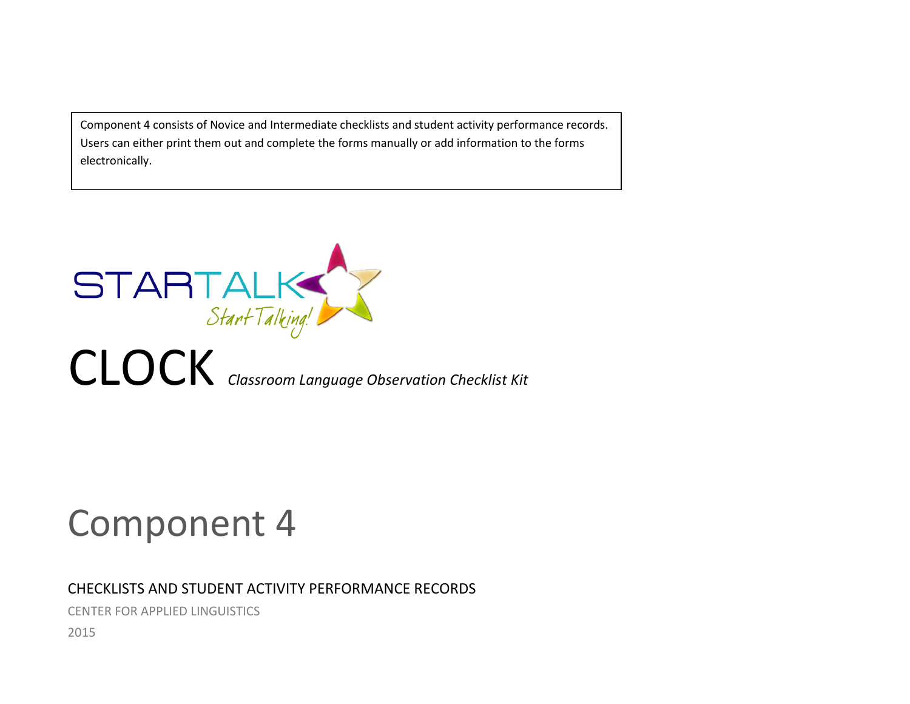Component 4 consists of Novice and Intermediate checklists and student activity performance records. Users can either print them out and complete the forms manually or add information to the forms electronically.

STARTALK

*Start Talking!*

# CLOCK *Classroom Language Observation Checklist Kit*

# Component 4

## CHECKLISTS AND STUDENT ACTIVITY PERFORMANCE RECORDS

CENTER FOR APPLIED LINGUISTICS

2015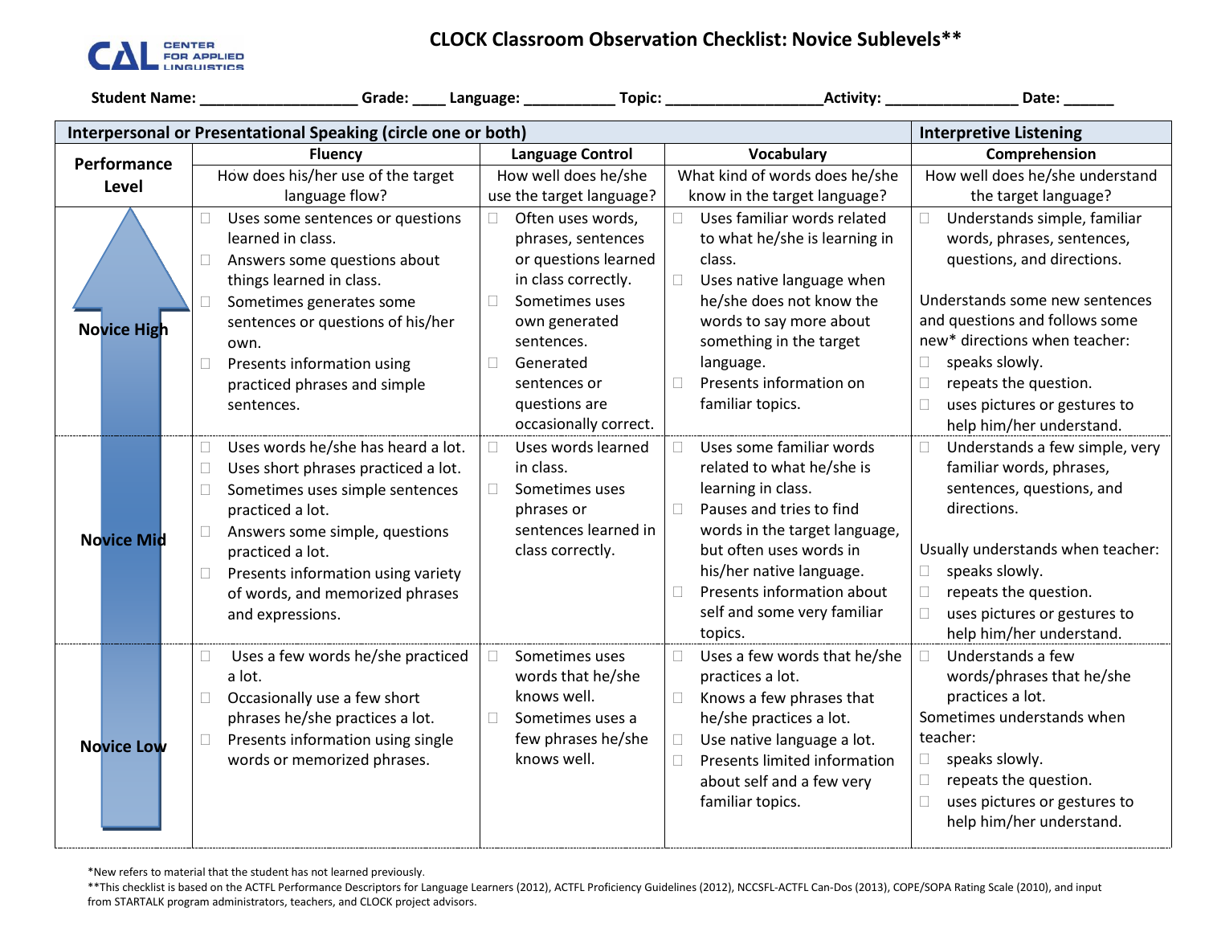# CLOCK Classroom Observation Checklist: Novice Sublevels**

Student Name: ___________________ Grade: ____ Language: ___________ Topic: ___________________Activity: ________________ Date: ______

| Interpersonal or Presentational Speaking (circle one or both) | | | | Interpretive Listening |
|---|---|---|---|---|
| **Performance Level** | **Fluency**<br>How does his/her use of the target language flow? | **Language Control**<br>How well does he/she use the target language? | **Vocabulary**<br>What kind of words does he/she know in the target language? | **Comprehension**<br>How well does he/she understand the target language? |
| **Novice High** | ☐ Uses some sentences or questions learned in class.<br>☐ Answers some questions about things learned in class.<br>☐ Sometimes generates some sentences or questions of his/her own.<br>☐ Presents information using practiced phrases and simple sentences. | ☐ Often uses words, phrases, sentences or questions learned in class correctly.<br>☐ Sometimes uses own generated sentences.<br>☐ Generated sentences or questions are occasionally correct. | ☐ Uses familiar words related to what he/she is learning in class.<br>☐ Uses native language when he/she does not know the words to say more about something in the target language.<br>☐ Presents information on familiar topics. | ☐ Understands simple, familiar words, phrases, sentences, questions, and directions.<br><br>Understands some new sentences and questions and follows some new* directions when teacher:<br>☐ speaks slowly.<br>☐ repeats the question.<br>☐ uses pictures or gestures to help him/her understand. |
| **Novice Mid** | ☐ Uses words he/she has heard a lot.<br>☐ Uses short phrases practiced a lot.<br>☐ Sometimes uses simple sentences practiced a lot.<br>☐ Answers some simple, questions practiced a lot.<br>☐ Presents information using variety of words, and memorized phrases and expressions. | ☐ Uses words learned in class.<br>☐ Sometimes uses phrases or sentences learned in class correctly. | ☐ Uses some familiar words related to what he/she is learning in class.<br>☐ Pauses and tries to find words in the target language, but often uses words in his/her native language.<br>☐ Presents information about self and some very familiar topics. | ☐ Understands a few simple, very familiar words, phrases, sentences, questions, and directions.<br><br>Usually understands when teacher:<br>☐ speaks slowly.<br>☐ repeats the question.<br>☐ uses pictures or gestures to help him/her understand. |
| **Novice Low** | ☐ Uses a few words he/she practiced a lot.<br>☐ Occasionally use a few short phrases he/she practices a lot.<br>☐ Presents information using single words or memorized phrases. | ☐ Sometimes uses words that he/she knows well.<br>☐ Sometimes uses a few phrases he/she knows well. | ☐ Uses a few words that he/she practices a lot.<br>☐ Knows a few phrases that he/she practices a lot.<br>☐ Use native language a lot.<br>☐ Presents limited information about self and a few very familiar topics. | ☐ Understands a few words/phrases that he/she practices a lot.<br>Sometimes understands when teacher:<br>☐ speaks slowly.<br>☐ repeats the question.<br>☐ uses pictures or gestures to help him/her understand. |

*New refers to material that the student has not learned previously.

**This checklist is based on the ACTFL Performance Descriptors for Language Learners (2012), ACTFL Proficiency Guidelines (2012), NCCSFL-ACTFL Can-Dos (2013), COPE/SOPA Rating Scale (2010), and input from STARTALK program administrators, teachers, and CLOCK project advisors.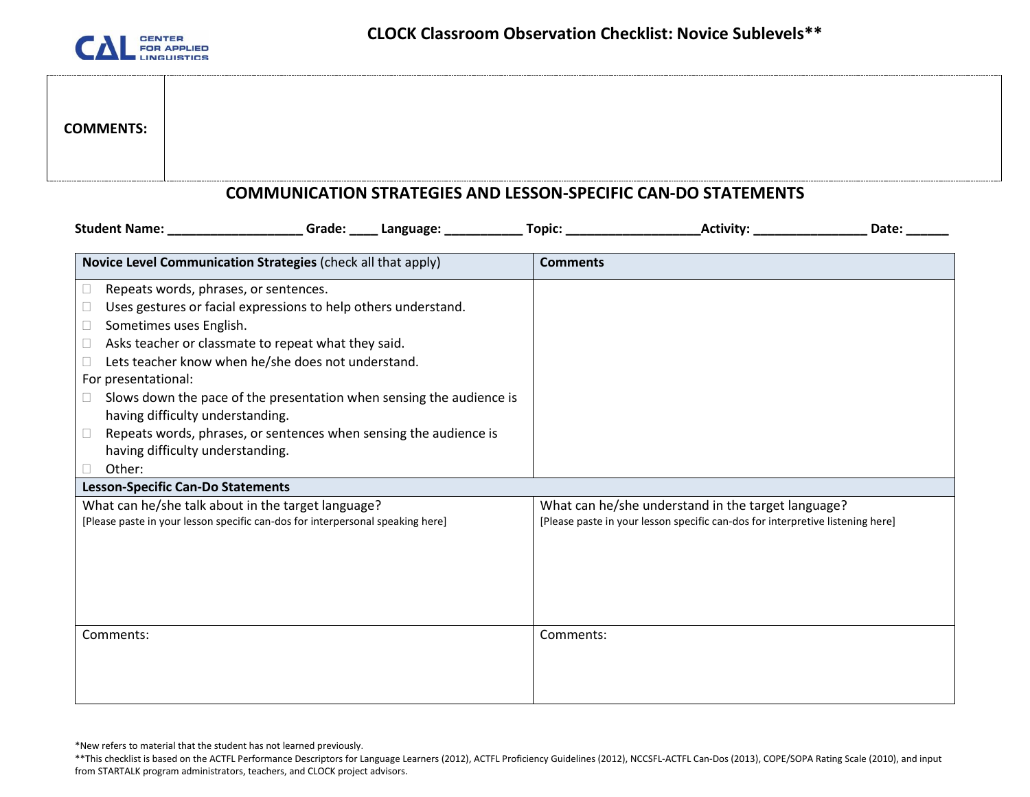# CLOCK Classroom Observation Checklist: Novice Sublevels**

| COMMENTS: | |
|---|---|

## COMMUNICATION STRATEGIES AND LESSON-SPECIFIC CAN-DO STATEMENTS

**Student Name: __________________ Grade: ____ Language: __________ Topic: __________________Activity: _______________ Date: ______**

| **Novice Level Communication Strategies** (check all that apply) | **Comments** |
|---|---|
| ☐ Repeats words, phrases, or sentences.<br>☐ Uses gestures or facial expressions to help others understand.<br>☐ Sometimes uses English.<br>☐ Asks teacher or classmate to repeat what they said.<br>☐ Lets teacher know when he/she does not understand.<br>For presentational:<br>☐ Slows down the pace of the presentation when sensing the audience is having difficulty understanding.<br>☐ Repeats words, phrases, or sentences when sensing the audience is having difficulty understanding.<br>☐ Other: | |
| **Lesson-Specific Can-Do Statements** | |
| What can he/she talk about in the target language?<br>[Please paste in your lesson specific can-dos for interpersonal speaking here] | What can he/she understand in the target language?<br>[Please paste in your lesson specific can-dos for interpretive listening here] |
| Comments: | Comments: |

*New refers to material that the student has not learned previously.

**This checklist is based on the ACTFL Performance Descriptors for Language Learners (2012), ACTFL Proficiency Guidelines (2012), NCCSFL-ACTFL Can-Dos (2013), COPE/SOPA Rating Scale (2010), and input from STARTALK program administrators, teachers, and CLOCK project advisors.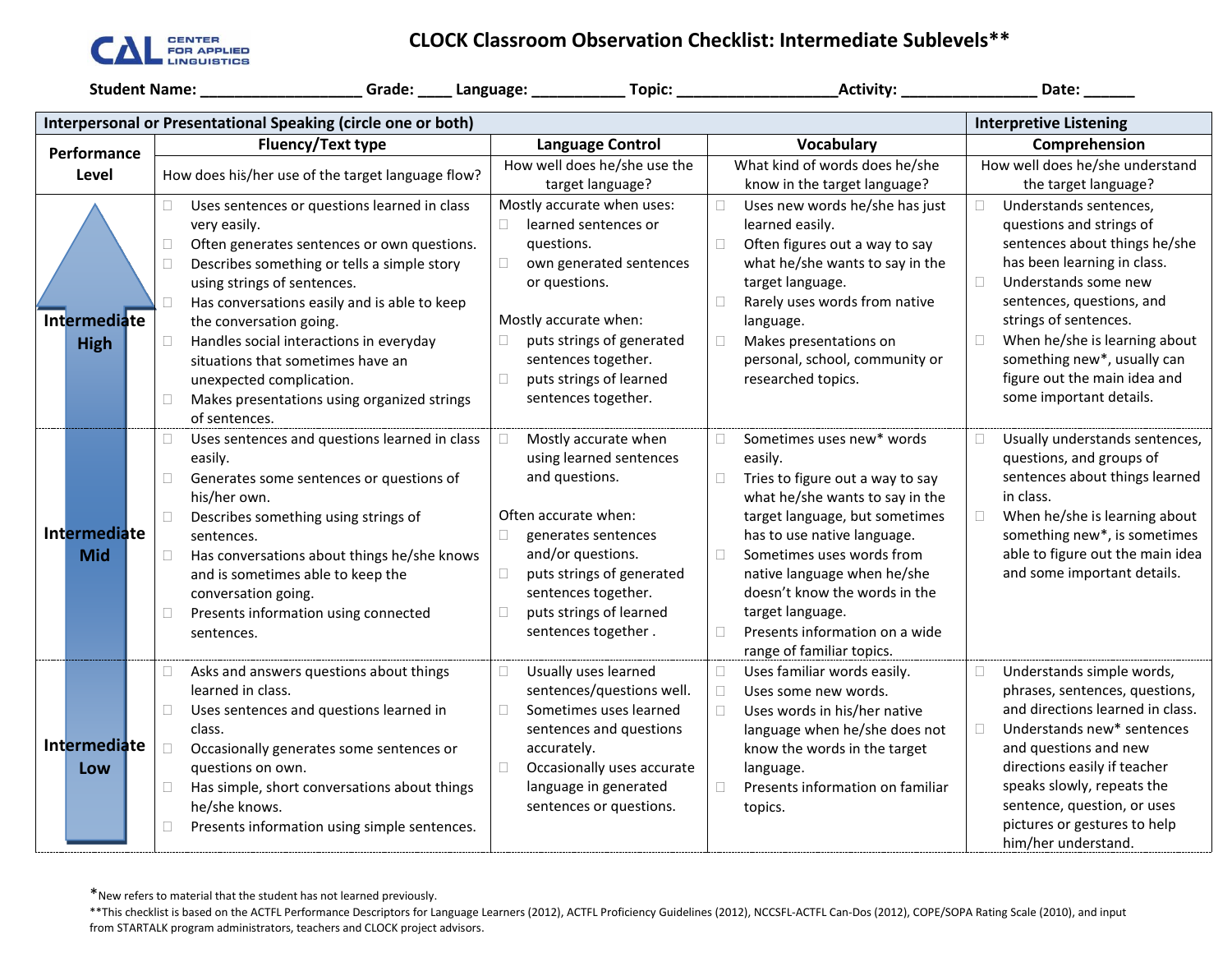CAL CENTER FOR APPLIED LINGUISTICS

# CLOCK Classroom Observation Checklist: Intermediate Sublevels**

**Student Name:** ___________________ **Grade:** ____ **Language:** ___________ **Topic:** ___________________ **Activity:** ________________ **Date:** ______

| **Interpersonal or Presentational Speaking (circle one or both)** | | | | **Interpretive Listening** |
|---|---|---|---|---|
| **Performance Level** | **Fluency/Text type**<br>How does his/her use of the target language flow? | **Language Control**<br>How well does he/she use the target language? | **Vocabulary**<br>What kind of words does he/she know in the target language? | **Comprehension**<br>How well does he/she understand the target language? |
| **Intermediate High** | ☐ Uses sentences or questions learned in class very easily.<br>☐ Often generates sentences or own questions.<br>☐ Describes something or tells a simple story using strings of sentences.<br>☐ Has conversations easily and is able to keep the conversation going.<br>☐ Handles social interactions in everyday situations that sometimes have an unexpected complication.<br>☐ Makes presentations using organized strings of sentences. | Mostly accurate when uses:<br>☐ learned sentences or questions.<br>☐ own generated sentences or questions.<br><br>Mostly accurate when:<br>☐ puts strings of generated sentences together.<br>☐ puts strings of learned sentences together. | ☐ Uses new words he/she has just learned easily.<br>☐ Often figures out a way to say what he/she wants to say in the target language.<br>☐ Rarely uses words from native language.<br>☐ Makes presentations on personal, school, community or researched topics. | ☐ Understands sentences, questions and strings of sentences about things he/she has been learning in class.<br>☐ Understands some new sentences, questions, and strings of sentences.<br>☐ When he/she is learning about something new*, usually can figure out the main idea and some important details. |
| **Intermediate Mid** | ☐ Uses sentences and questions learned in class easily.<br>☐ Generates some sentences or questions of his/her own.<br>☐ Describes something using strings of sentences.<br>☐ Has conversations about things he/she knows and is sometimes able to keep the conversation going.<br>☐ Presents information using connected sentences. | ☐ Mostly accurate when using learned sentences and questions.<br><br>Often accurate when:<br>☐ generates sentences and/or questions.<br>☐ puts strings of generated sentences together.<br>☐ puts strings of learned sentences together . | ☐ Sometimes uses new* words easily.<br>☐ Tries to figure out a way to say what he/she wants to say in the target language, but sometimes has to use native language.<br>☐ Sometimes uses words from native language when he/she doesn't know the words in the target language.<br>☐ Presents information on a wide range of familiar topics. | ☐ Usually understands sentences, questions, and groups of sentences about things learned in class.<br>☐ When he/she is learning about something new*, is sometimes able to figure out the main idea and some important details. |
| **Intermediate Low** | ☐ Asks and answers questions about things learned in class.<br>☐ Uses sentences and questions learned in class.<br>☐ Occasionally generates some sentences or questions on own.<br>☐ Has simple, short conversations about things he/she knows.<br>☐ Presents information using simple sentences. | ☐ Usually uses learned sentences/questions well.<br>☐ Sometimes uses learned sentences and questions accurately.<br>☐ Occasionally uses accurate language in generated sentences or questions. | ☐ Uses familiar words easily.<br>☐ Uses some new words.<br>☐ Uses words in his/her native language when he/she does not know the words in the target language.<br>☐ Presents information on familiar topics. | ☐ Understands simple words, phrases, sentences, questions, and directions learned in class.<br>☐ Understands new* sentences and questions and new directions easily if teacher speaks slowly, repeats the sentence, question, or uses pictures or gestures to help him/her understand. |

*New refers to material that the student has not learned previously.

**This checklist is based on the ACTFL Performance Descriptors for Language Learners (2012), ACTFL Proficiency Guidelines (2012), NCCSFL-ACTFL Can-Dos (2012), COPE/SOPA Rating Scale (2010), and input from STARTALK program administrators, teachers and CLOCK project advisors.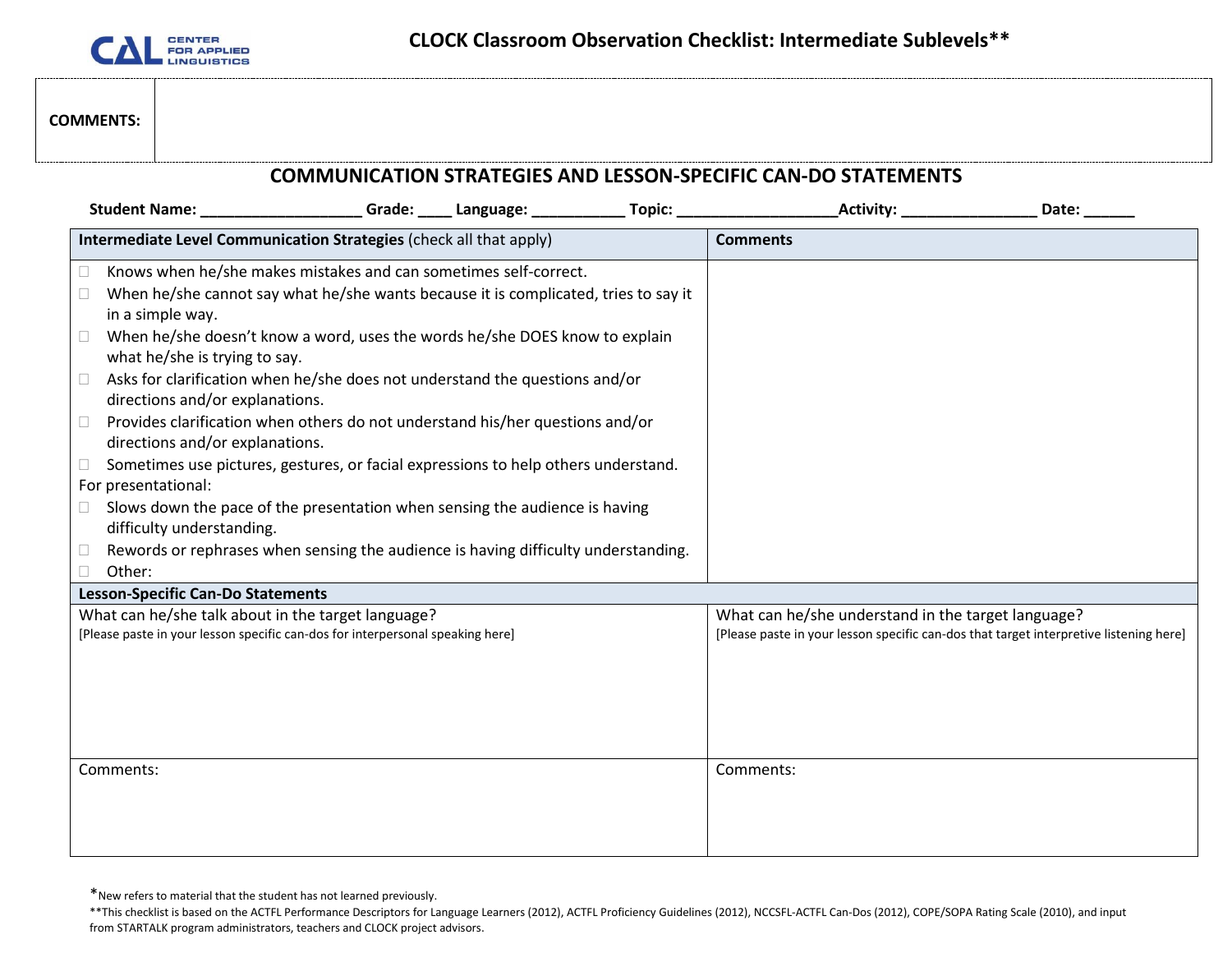# CLOCK Classroom Observation Checklist: Intermediate Sublevels**

| COMMENTS: | |
|---|---|

## COMMUNICATION STRATEGIES AND LESSON-SPECIFIC CAN-DO STATEMENTS

**Student Name:** ___________________ **Grade:** ____ **Language:** ___________ **Topic:** ___________________**Activity:** ________________ **Date:** ______

| **Intermediate Level Communication Strategies** (check all that apply) | **Comments** |
|---|---|
| ☐ Knows when he/she makes mistakes and can sometimes self-correct.<br>☐ When he/she cannot say what he/she wants because it is complicated, tries to say it in a simple way.<br>☐ When he/she doesn't know a word, uses the words he/she DOES know to explain what he/she is trying to say.<br>☐ Asks for clarification when he/she does not understand the questions and/or directions and/or explanations.<br>☐ Provides clarification when others do not understand his/her questions and/or directions and/or explanations.<br>☐ Sometimes use pictures, gestures, or facial expressions to help others understand.<br>For presentational:<br>☐ Slows down the pace of the presentation when sensing the audience is having difficulty understanding.<br>☐ Rewords or rephrases when sensing the audience is having difficulty understanding.<br>☐ Other: | |
| **Lesson-Specific Can-Do Statements** | |
| What can he/she talk about in the target language?<br>[Please paste in your lesson specific can-dos for interpersonal speaking here] | What can he/she understand in the target language?<br>[Please paste in your lesson specific can-dos that target interpretive listening here] |
| Comments: | Comments: |

*New refers to material that the student has not learned previously.

**This checklist is based on the ACTFL Performance Descriptors for Language Learners (2012), ACTFL Proficiency Guidelines (2012), NCCSFL-ACTFL Can-Dos (2012), COPE/SOPA Rating Scale (2010), and input from STARTALK program administrators, teachers and CLOCK project advisors.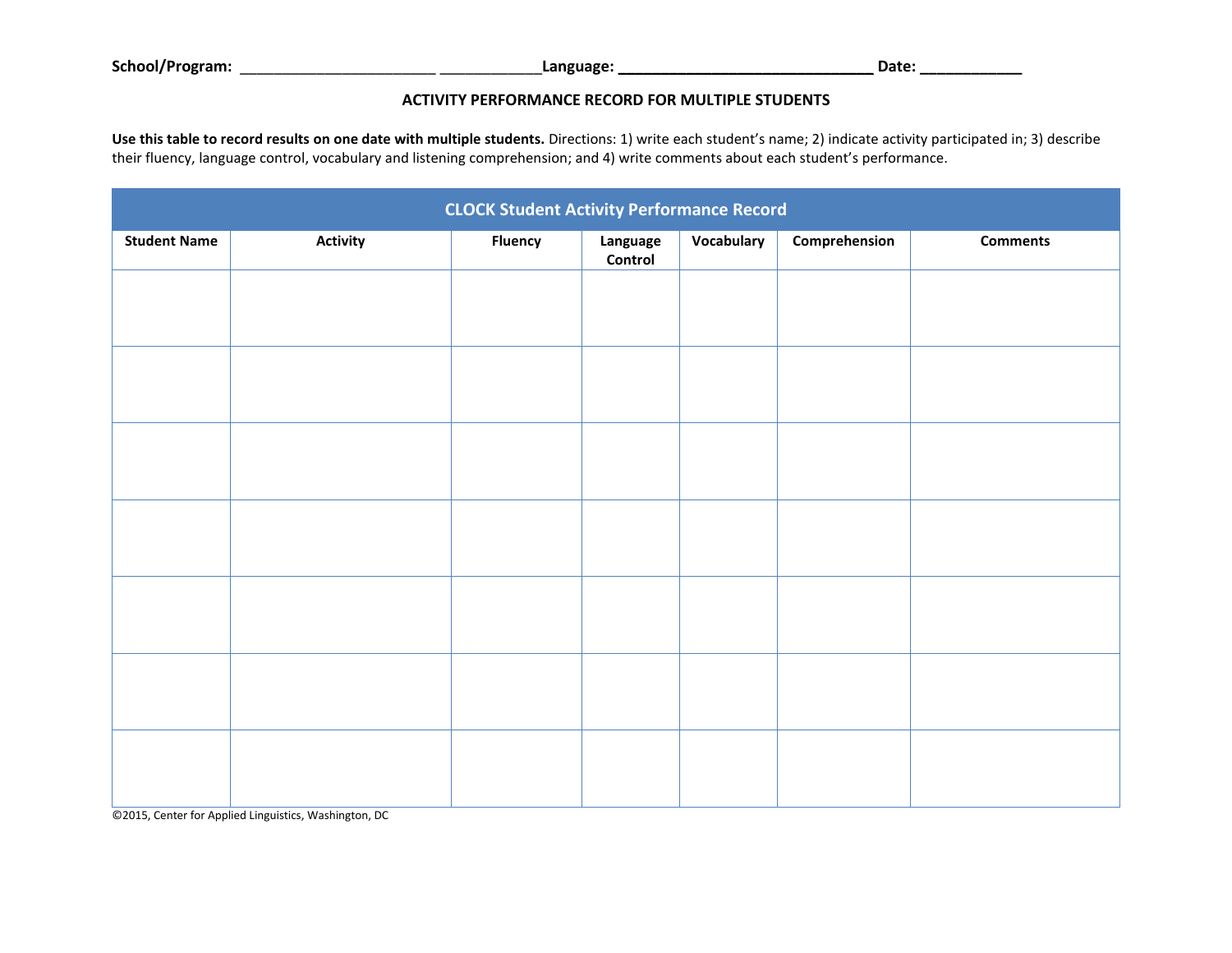**School/Program:** ______________________ ___________**Language:** ____________________________ **Date:** ___________

**ACTIVITY PERFORMANCE RECORD FOR MULTIPLE STUDENTS**

**Use this table to record results on one date with multiple students.** Directions: 1) write each student's name; 2) indicate activity participated in; 3) describe their fluency, language control, vocabulary and listening comprehension; and 4) write comments about each student's performance.

| CLOCK Student Activity Performance Record | | | | | | |
|---|---|---|---|---|---|---|
| **Student Name** | **Activity** | **Fluency** | **Language Control** | **Vocabulary** | **Comprehension** | **Comments** |
| | | | | | | |
| | | | | | | |
| | | | | | | |
| | | | | | | |
| | | | | | | |
| | | | | | | |
| | | | | | | |

©2015, Center for Applied Linguistics, Washington, DC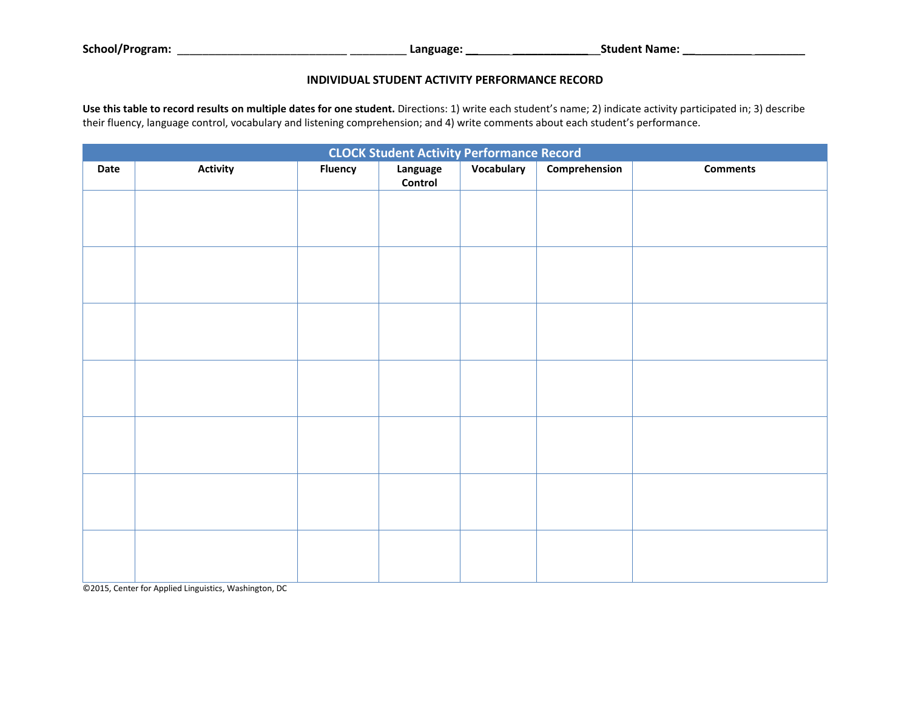**School/Program:** ___________________________ _________ **Language:** ______ _____________ **Student Name:** ___________ ________

**INDIVIDUAL STUDENT ACTIVITY PERFORMANCE RECORD**

**Use this table to record results on multiple dates for one student.** Directions: 1) write each student's name; 2) indicate activity participated in; 3) describe their fluency, language control, vocabulary and listening comprehension; and 4) write comments about each student's performance.

**CLOCK Student Activity Performance Record**

| Date | Activity | Fluency | Language Control | Vocabulary | Comprehension | Comments |
|---|---|---|---|---|---|---|
| | | | | | | |
| | | | | | | |
| | | | | | | |
| | | | | | | |
| | | | | | | |
| | | | | | | |
| | | | | | | |

©2015, Center for Applied Linguistics, Washington, DC